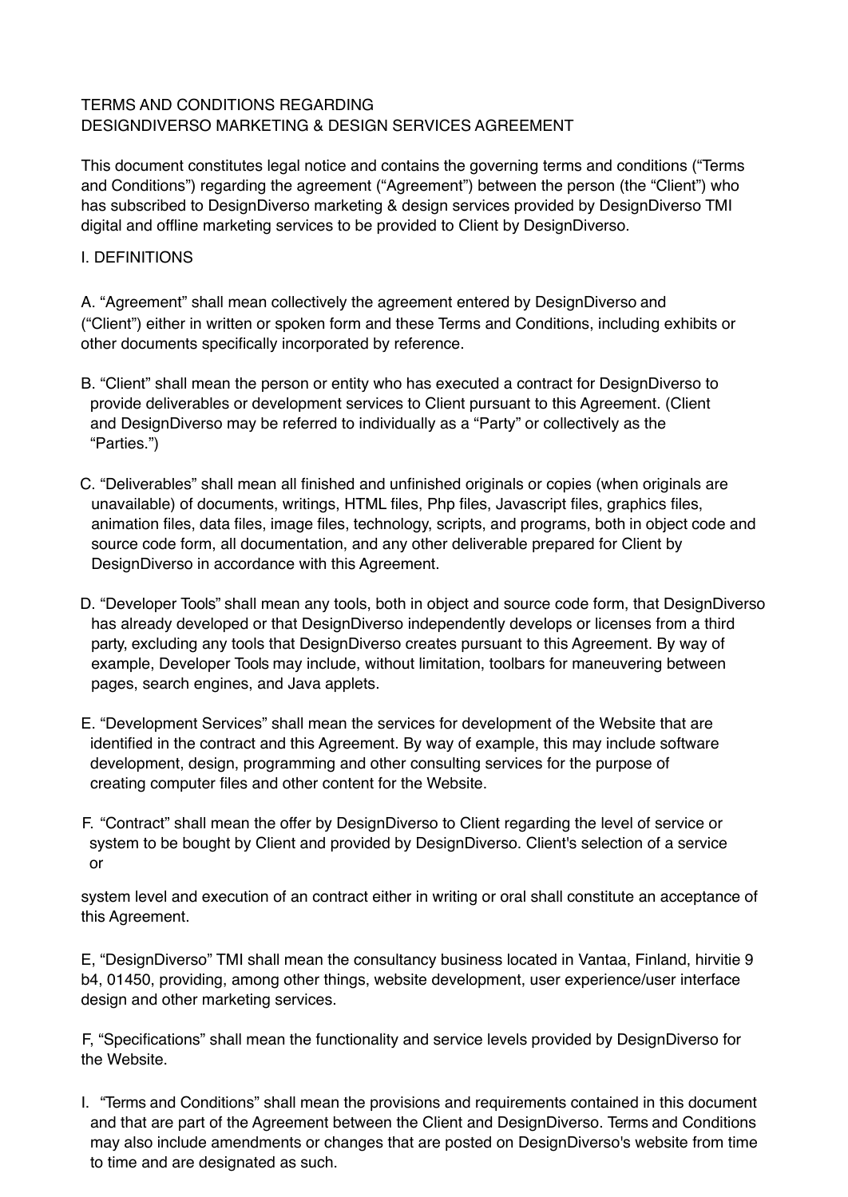TERMS AND CONDITIONS REGARDING
DESIGNDIVERSO MARKETING & DESIGN SERVICES AGREEMENT

This document constitutes legal notice and contains the governing terms and conditions ("Terms and Conditions") regarding the agreement ("Agreement") between the person (the "Client") who has subscribed to DesignDiverso marketing & design services provided by DesignDiverso TMI digital and offline marketing services to be provided to Client by DesignDiverso.

I. DEFINITIONS

A. "Agreement" shall mean collectively the agreement entered by DesignDiverso and ("Client") either in written or spoken form and these Terms and Conditions, including exhibits or other documents specifically incorporated by reference.

B. "Client" shall mean the person or entity who has executed a contract for DesignDiverso to provide deliverables or development services to Client pursuant to this Agreement. (Client and DesignDiverso may be referred to individually as a "Party" or collectively as the "Parties.")

C. "Deliverables" shall mean all finished and unfinished originals or copies (when originals are unavailable) of documents, writings, HTML files, Php files, Javascript files, graphics files, animation files, data files, image files, technology, scripts, and programs, both in object code and source code form, all documentation, and any other deliverable prepared for Client by DesignDiverso in accordance with this Agreement.

D. "Developer Tools" shall mean any tools, both in object and source code form, that DesignDiverso has already developed or that DesignDiverso independently develops or licenses from a third party, excluding any tools that DesignDiverso creates pursuant to this Agreement. By way of example, Developer Tools may include, without limitation, toolbars for maneuvering between pages, search engines, and Java applets.

E. "Development Services" shall mean the services for development of the Website that are identified in the contract and this Agreement. By way of example, this may include software development, design, programming and other consulting services for the purpose of creating computer files and other content for the Website.

F. "Contract" shall mean the offer by DesignDiverso to Client regarding the level of service or system to be bought by Client and provided by DesignDiverso. Client's selection of a service or

system level and execution of an contract either in writing or oral shall constitute an acceptance of this Agreement.

E, "DesignDiverso" TMI shall mean the consultancy business located in Vantaa, Finland, hirvitie 9 b4, 01450, providing, among other things, website development, user experience/user interface design and other marketing services.

F, "Specifications" shall mean the functionality and service levels provided by DesignDiverso for the Website.

I. "Terms and Conditions" shall mean the provisions and requirements contained in this document and that are part of the Agreement between the Client and DesignDiverso. Terms and Conditions may also include amendments or changes that are posted on DesignDiverso's website from time to time and are designated as such.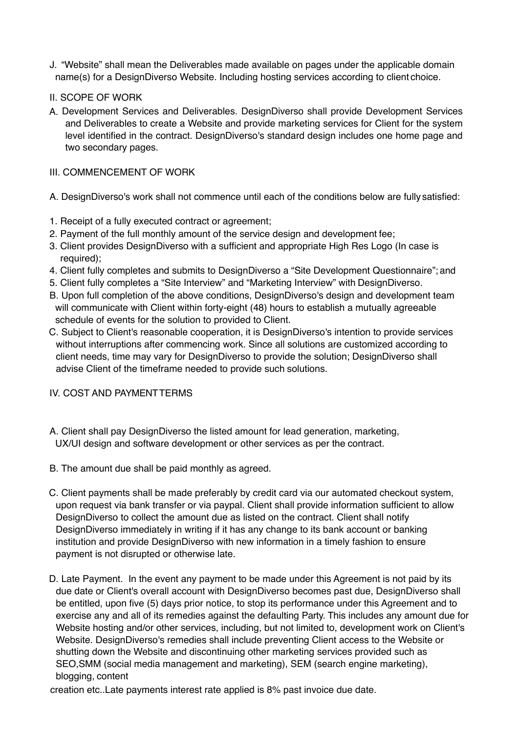J. "Website" shall mean the Deliverables made available on pages under the applicable domain name(s) for a DesignDiverso Website. Including hosting services according to client choice.

## II. SCOPE OF WORK

A. Development Services and Deliverables. DesignDiverso shall provide Development Services and Deliverables to create a Website and provide marketing services for Client for the system level identified in the contract. DesignDiverso's standard design includes one home page and two secondary pages.

## III. COMMENCEMENT OF WORK

A. DesignDiverso's work shall not commence until each of the conditions below are fully satisfied:

1. Receipt of a fully executed contract or agreement;
2. Payment of the full monthly amount of the service design and development fee;
3. Client provides DesignDiverso with a sufficient and appropriate High Res Logo (In case is required);
4. Client fully completes and submits to DesignDiverso a "Site Development Questionnaire"; and
5. Client fully completes a "Site Interview" and "Marketing Interview" with DesignDiverso.

B. Upon full completion of the above conditions, DesignDiverso's design and development team will communicate with Client within forty-eight (48) hours to establish a mutually agreeable schedule of events for the solution to provided to Client.

C. Subject to Client's reasonable cooperation, it is DesignDiverso's intention to provide services without interruptions after commencing work. Since all solutions are customized according to client needs, time may vary for DesignDiverso to provide the solution; DesignDiverso shall advise Client of the timeframe needed to provide such solutions.

## IV. COST AND PAYMENT TERMS

A. Client shall pay DesignDiverso the listed amount for lead generation, marketing, UX/UI design and software development or other services as per the contract.

B. The amount due shall be paid monthly as agreed.

C. Client payments shall be made preferably by credit card via our automated checkout system, upon request via bank transfer or via paypal. Client shall provide information sufficient to allow DesignDiverso to collect the amount due as listed on the contract. Client shall notify DesignDiverso immediately in writing if it has any change to its bank account or banking institution and provide DesignDiverso with new information in a timely fashion to ensure payment is not disrupted or otherwise late.

D. Late Payment. In the event any payment to be made under this Agreement is not paid by its due date or Client's overall account with DesignDiverso becomes past due, DesignDiverso shall be entitled, upon five (5) days prior notice, to stop its performance under this Agreement and to exercise any and all of its remedies against the defaulting Party. This includes any amount due for Website hosting and/or other services, including, but not limited to, development work on Client's Website. DesignDiverso's remedies shall include preventing Client access to the Website or shutting down the Website and discontinuing other marketing services provided such as SEO,SMM (social media management and marketing), SEM (search engine marketing), blogging, content creation etc..Late payments interest rate applied is 8% past invoice due date.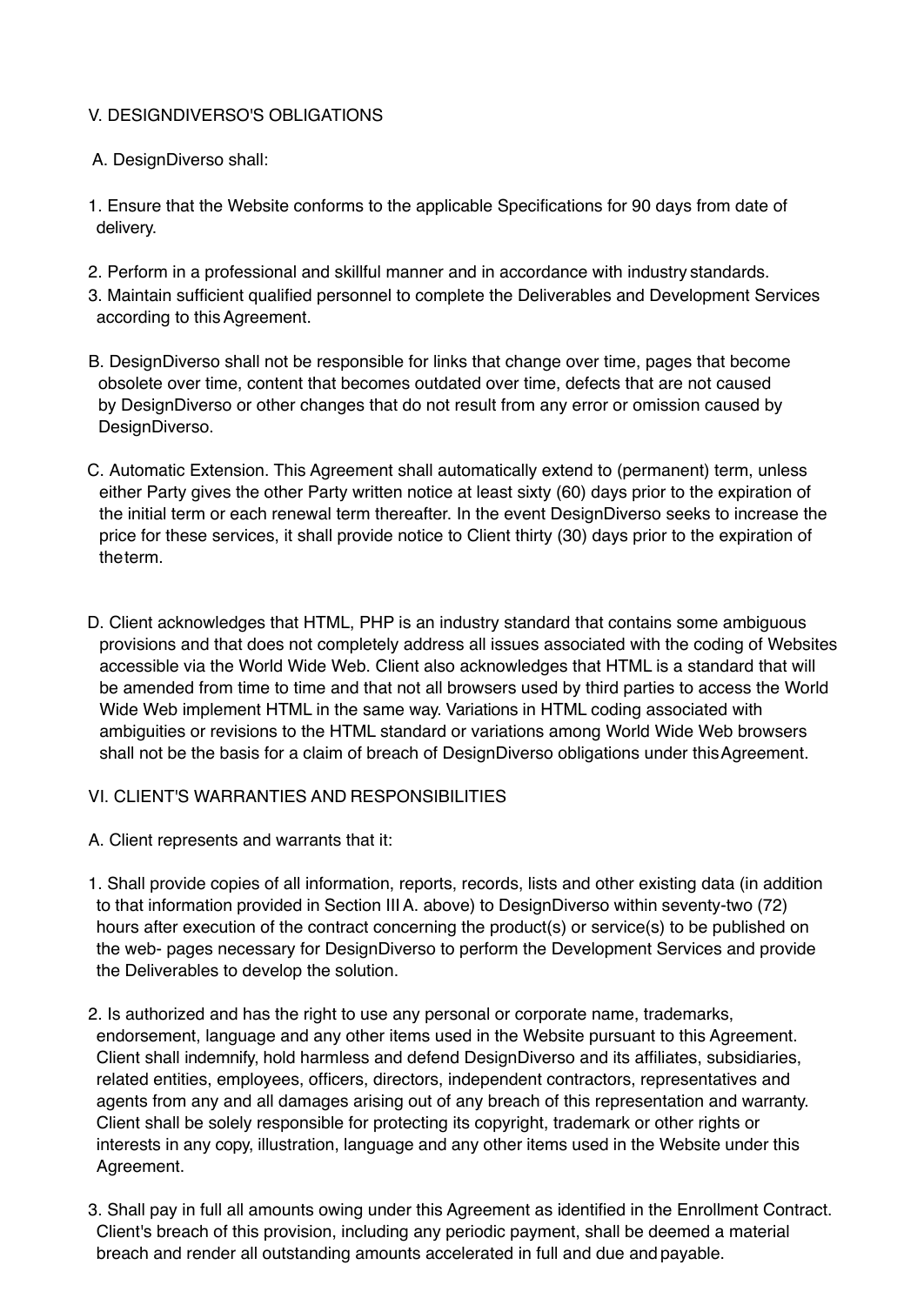## V. DESIGNDIVERSO'S OBLIGATIONS

A. DesignDiverso shall:

1. Ensure that the Website conforms to the applicable Specifications for 90 days from date of delivery.
2. Perform in a professional and skillful manner and in accordance with industry standards.
3. Maintain sufficient qualified personnel to complete the Deliverables and Development Services according to this Agreement.

B. DesignDiverso shall not be responsible for links that change over time, pages that become obsolete over time, content that becomes outdated over time, defects that are not caused by DesignDiverso or other changes that do not result from any error or omission caused by DesignDiverso.

C. Automatic Extension. This Agreement shall automatically extend to (permanent) term, unless either Party gives the other Party written notice at least sixty (60) days prior to the expiration of the initial term or each renewal term thereafter. In the event DesignDiverso seeks to increase the price for these services, it shall provide notice to Client thirty (30) days prior to the expiration of the term.

D. Client acknowledges that HTML, PHP is an industry standard that contains some ambiguous provisions and that does not completely address all issues associated with the coding of Websites accessible via the World Wide Web. Client also acknowledges that HTML is a standard that will be amended from time to time and that not all browsers used by third parties to access the World Wide Web implement HTML in the same way. Variations in HTML coding associated with ambiguities or revisions to the HTML standard or variations among World Wide Web browsers shall not be the basis for a claim of breach of DesignDiverso obligations under this Agreement.

## VI. CLIENT'S WARRANTIES AND RESPONSIBILITIES

A. Client represents and warrants that it:

1. Shall provide copies of all information, reports, records, lists and other existing data (in addition to that information provided in Section III A. above) to DesignDiverso within seventy-two (72) hours after execution of the contract concerning the product(s) or service(s) to be published on the web- pages necessary for DesignDiverso to perform the Development Services and provide the Deliverables to develop the solution.
2. Is authorized and has the right to use any personal or corporate name, trademarks, endorsement, language and any other items used in the Website pursuant to this Agreement. Client shall indemnify, hold harmless and defend DesignDiverso and its affiliates, subsidiaries, related entities, employees, officers, directors, independent contractors, representatives and agents from any and all damages arising out of any breach of this representation and warranty. Client shall be solely responsible for protecting its copyright, trademark or other rights or interests in any copy, illustration, language and any other items used in the Website under this Agreement.
3. Shall pay in full all amounts owing under this Agreement as identified in the Enrollment Contract. Client's breach of this provision, including any periodic payment, shall be deemed a material breach and render all outstanding amounts accelerated in full and due and payable.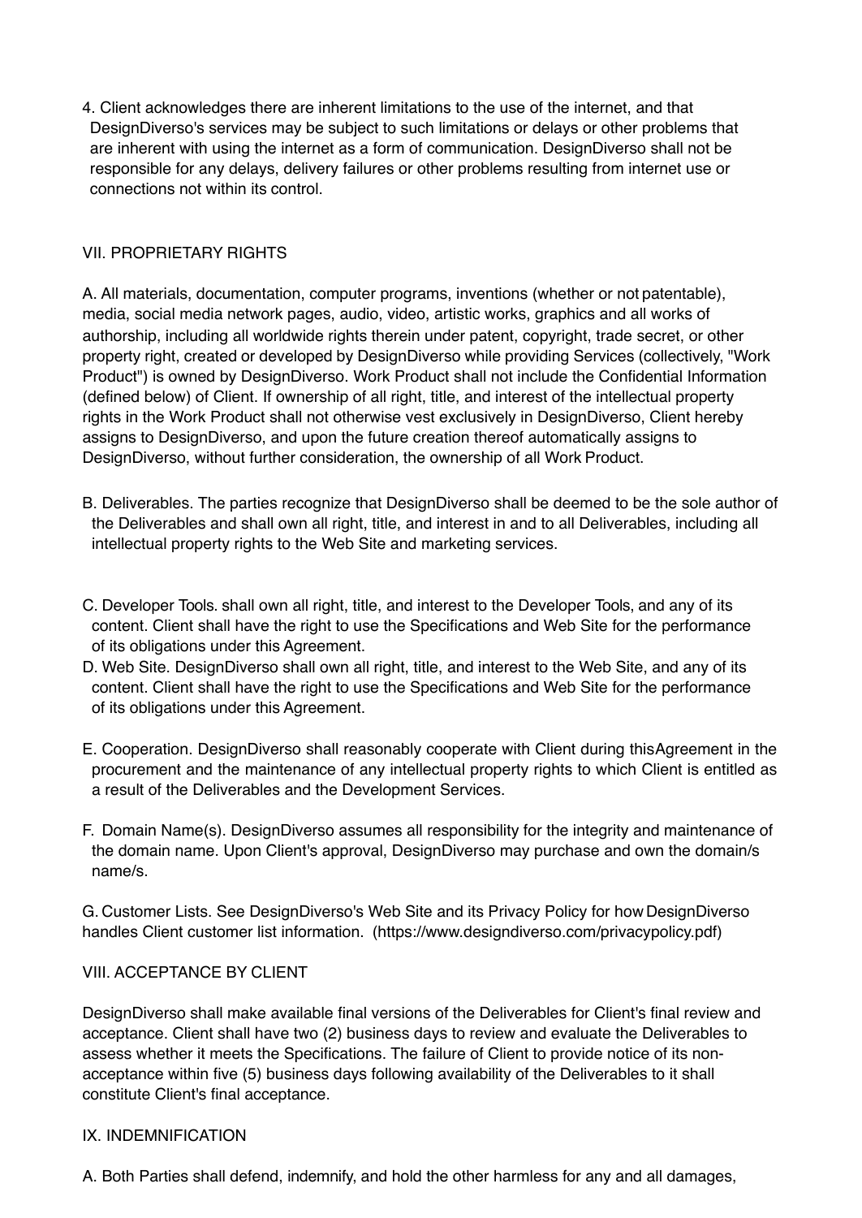4. Client acknowledges there are inherent limitations to the use of the internet, and that DesignDiverso's services may be subject to such limitations or delays or other problems that are inherent with using the internet as a form of communication. DesignDiverso shall not be responsible for any delays, delivery failures or other problems resulting from internet use or connections not within its control.

## VII. PROPRIETARY RIGHTS

A. All materials, documentation, computer programs, inventions (whether or not patentable), media, social media network pages, audio, video, artistic works, graphics and all works of authorship, including all worldwide rights therein under patent, copyright, trade secret, or other property right, created or developed by DesignDiverso while providing Services (collectively, "Work Product") is owned by DesignDiverso. Work Product shall not include the Confidential Information (defined below) of Client. If ownership of all right, title, and interest of the intellectual property rights in the Work Product shall not otherwise vest exclusively in DesignDiverso, Client hereby assigns to DesignDiverso, and upon the future creation thereof automatically assigns to DesignDiverso, without further consideration, the ownership of all Work Product.

B. Deliverables. The parties recognize that DesignDiverso shall be deemed to be the sole author of the Deliverables and shall own all right, title, and interest in and to all Deliverables, including all intellectual property rights to the Web Site and marketing services.

C. Developer Tools. shall own all right, title, and interest to the Developer Tools, and any of its content. Client shall have the right to use the Specifications and Web Site for the performance of its obligations under this Agreement.

D. Web Site. DesignDiverso shall own all right, title, and interest to the Web Site, and any of its content. Client shall have the right to use the Specifications and Web Site for the performance of its obligations under this Agreement.

E. Cooperation. DesignDiverso shall reasonably cooperate with Client during thisAgreement in the procurement and the maintenance of any intellectual property rights to which Client is entitled as a result of the Deliverables and the Development Services.

F. Domain Name(s). DesignDiverso assumes all responsibility for the integrity and maintenance of the domain name. Upon Client's approval, DesignDiverso may purchase and own the domain/s name/s.

G. Customer Lists. See DesignDiverso's Web Site and its Privacy Policy for how DesignDiverso handles Client customer list information. (https://www.designdiverso.com/privacypolicy.pdf)

## VIII. ACCEPTANCE BY CLIENT

DesignDiverso shall make available final versions of the Deliverables for Client's final review and acceptance. Client shall have two (2) business days to review and evaluate the Deliverables to assess whether it meets the Specifications. The failure of Client to provide notice of its non-acceptance within five (5) business days following availability of the Deliverables to it shall constitute Client's final acceptance.

## IX. INDEMNIFICATION

A. Both Parties shall defend, indemnify, and hold the other harmless for any and all damages,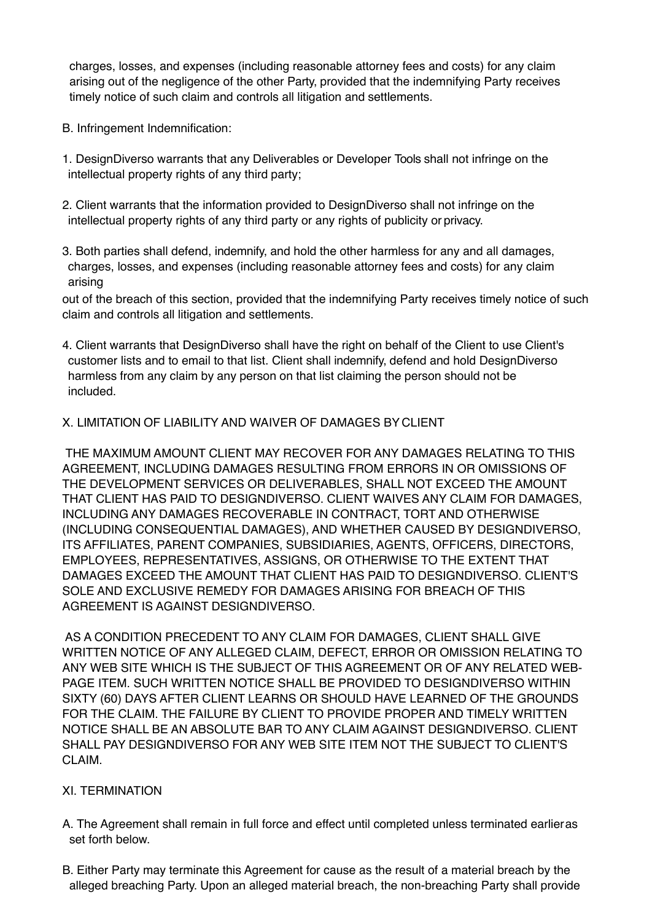charges, losses, and expenses (including reasonable attorney fees and costs) for any claim arising out of the negligence of the other Party, provided that the indemnifying Party receives timely notice of such claim and controls all litigation and settlements.

B. Infringement Indemnification:

1. DesignDiverso warrants that any Deliverables or Developer Tools shall not infringe on the intellectual property rights of any third party;

2. Client warrants that the information provided to DesignDiverso shall not infringe on the intellectual property rights of any third party or any rights of publicity or privacy.

3. Both parties shall defend, indemnify, and hold the other harmless for any and all damages, charges, losses, and expenses (including reasonable attorney fees and costs) for any claim arising out of the breach of this section, provided that the indemnifying Party receives timely notice of such claim and controls all litigation and settlements.

4. Client warrants that DesignDiverso shall have the right on behalf of the Client to use Client's customer lists and to email to that list. Client shall indemnify, defend and hold DesignDiverso harmless from any claim by any person on that list claiming the person should not be included.

X. LIMITATION OF LIABILITY AND WAIVER OF DAMAGES BY CLIENT

THE MAXIMUM AMOUNT CLIENT MAY RECOVER FOR ANY DAMAGES RELATING TO THIS AGREEMENT, INCLUDING DAMAGES RESULTING FROM ERRORS IN OR OMISSIONS OF THE DEVELOPMENT SERVICES OR DELIVERABLES, SHALL NOT EXCEED THE AMOUNT THAT CLIENT HAS PAID TO DESIGNDIVERSO. CLIENT WAIVES ANY CLAIM FOR DAMAGES, INCLUDING ANY DAMAGES RECOVERABLE IN CONTRACT, TORT AND OTHERWISE (INCLUDING CONSEQUENTIAL DAMAGES), AND WHETHER CAUSED BY DESIGNDIVERSO, ITS AFFILIATES, PARENT COMPANIES, SUBSIDIARIES, AGENTS, OFFICERS, DIRECTORS, EMPLOYEES, REPRESENTATIVES, ASSIGNS, OR OTHERWISE TO THE EXTENT THAT DAMAGES EXCEED THE AMOUNT THAT CLIENT HAS PAID TO DESIGNDIVERSO. CLIENT'S SOLE AND EXCLUSIVE REMEDY FOR DAMAGES ARISING FOR BREACH OF THIS AGREEMENT IS AGAINST DESIGNDIVERSO.

AS A CONDITION PRECEDENT TO ANY CLAIM FOR DAMAGES, CLIENT SHALL GIVE WRITTEN NOTICE OF ANY ALLEGED CLAIM, DEFECT, ERROR OR OMISSION RELATING TO ANY WEB SITE WHICH IS THE SUBJECT OF THIS AGREEMENT OR OF ANY RELATED WEB-PAGE ITEM. SUCH WRITTEN NOTICE SHALL BE PROVIDED TO DESIGNDIVERSO WITHIN SIXTY (60) DAYS AFTER CLIENT LEARNS OR SHOULD HAVE LEARNED OF THE GROUNDS FOR THE CLAIM. THE FAILURE BY CLIENT TO PROVIDE PROPER AND TIMELY WRITTEN NOTICE SHALL BE AN ABSOLUTE BAR TO ANY CLAIM AGAINST DESIGNDIVERSO. CLIENT SHALL PAY DESIGNDIVERSO FOR ANY WEB SITE ITEM NOT THE SUBJECT TO CLIENT'S CLAIM.

XI. TERMINATION

A. The Agreement shall remain in full force and effect until completed unless terminated earlier as set forth below.

B. Either Party may terminate this Agreement for cause as the result of a material breach by the alleged breaching Party. Upon an alleged material breach, the non-breaching Party shall provide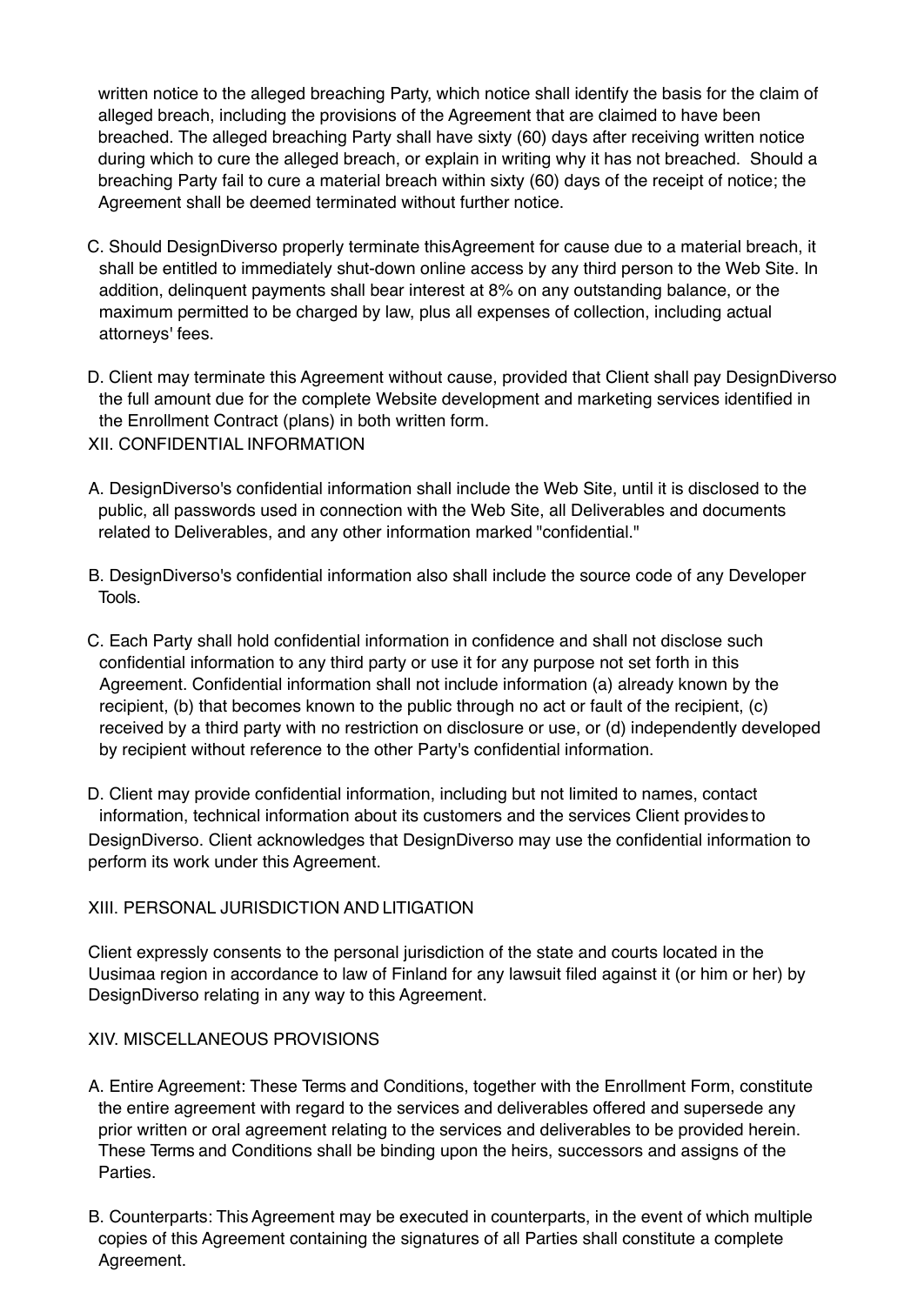written notice to the alleged breaching Party, which notice shall identify the basis for the claim of alleged breach, including the provisions of the Agreement that are claimed to have been breached. The alleged breaching Party shall have sixty (60) days after receiving written notice during which to cure the alleged breach, or explain in writing why it has not breached. Should a breaching Party fail to cure a material breach within sixty (60) days of the receipt of notice; the Agreement shall be deemed terminated without further notice.

C. Should DesignDiverso properly terminate thisAgreement for cause due to a material breach, it shall be entitled to immediately shut-down online access by any third person to the Web Site. In addition, delinquent payments shall bear interest at 8% on any outstanding balance, or the maximum permitted to be charged by law, plus all expenses of collection, including actual attorneys' fees.

D. Client may terminate this Agreement without cause, provided that Client shall pay DesignDiverso the full amount due for the complete Website development and marketing services identified in the Enrollment Contract (plans) in both written form.

XII. CONFIDENTIAL INFORMATION

A. DesignDiverso's confidential information shall include the Web Site, until it is disclosed to the public, all passwords used in connection with the Web Site, all Deliverables and documents related to Deliverables, and any other information marked "confidential."

B. DesignDiverso's confidential information also shall include the source code of any Developer Tools.

C. Each Party shall hold confidential information in confidence and shall not disclose such confidential information to any third party or use it for any purpose not set forth in this Agreement. Confidential information shall not include information (a) already known by the recipient, (b) that becomes known to the public through no act or fault of the recipient, (c) received by a third party with no restriction on disclosure or use, or (d) independently developed by recipient without reference to the other Party's confidential information.

D. Client may provide confidential information, including but not limited to names, contact information, technical information about its customers and the services Client provides to DesignDiverso. Client acknowledges that DesignDiverso may use the confidential information to perform its work under this Agreement.

XIII. PERSONAL JURISDICTION AND LITIGATION

Client expressly consents to the personal jurisdiction of the state and courts located in the Uusimaa region in accordance to law of Finland for any lawsuit filed against it (or him or her) by DesignDiverso relating in any way to this Agreement.

XIV. MISCELLANEOUS PROVISIONS

A. Entire Agreement: These Terms and Conditions, together with the Enrollment Form, constitute the entire agreement with regard to the services and deliverables offered and supersede any prior written or oral agreement relating to the services and deliverables to be provided herein. These Terms and Conditions shall be binding upon the heirs, successors and assigns of the Parties.

B. Counterparts: This Agreement may be executed in counterparts, in the event of which multiple copies of this Agreement containing the signatures of all Parties shall constitute a complete Agreement.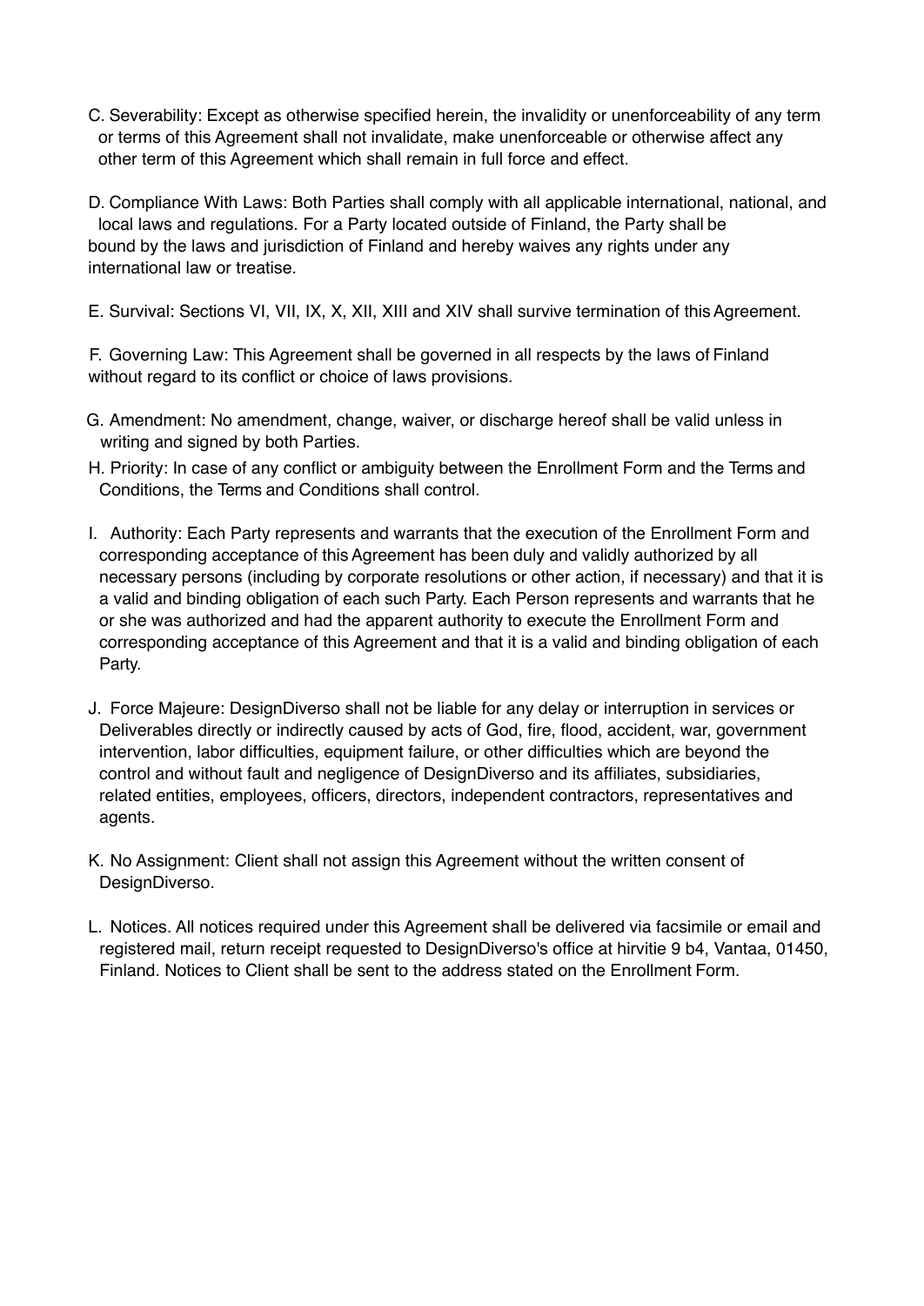C. Severability: Except as otherwise specified herein, the invalidity or unenforceability of any term or terms of this Agreement shall not invalidate, make unenforceable or otherwise affect any other term of this Agreement which shall remain in full force and effect.

D. Compliance With Laws: Both Parties shall comply with all applicable international, national, and local laws and regulations. For a Party located outside of Finland, the Party shall be bound by the laws and jurisdiction of Finland and hereby waives any rights under any international law or treatise.

E. Survival: Sections VI, VII, IX, X, XII, XIII and XIV shall survive termination of this Agreement.

F. Governing Law: This Agreement shall be governed in all respects by the laws of Finland without regard to its conflict or choice of laws provisions.

G. Amendment: No amendment, change, waiver, or discharge hereof shall be valid unless in writing and signed by both Parties.

H. Priority: In case of any conflict or ambiguity between the Enrollment Form and the Terms and Conditions, the Terms and Conditions shall control.

I. Authority: Each Party represents and warrants that the execution of the Enrollment Form and corresponding acceptance of this Agreement has been duly and validly authorized by all necessary persons (including by corporate resolutions or other action, if necessary) and that it is a valid and binding obligation of each such Party. Each Person represents and warrants that he or she was authorized and had the apparent authority to execute the Enrollment Form and corresponding acceptance of this Agreement and that it is a valid and binding obligation of each Party.

J. Force Majeure: DesignDiverso shall not be liable for any delay or interruption in services or Deliverables directly or indirectly caused by acts of God, fire, flood, accident, war, government intervention, labor difficulties, equipment failure, or other difficulties which are beyond the control and without fault and negligence of DesignDiverso and its affiliates, subsidiaries, related entities, employees, officers, directors, independent contractors, representatives and agents.

K. No Assignment: Client shall not assign this Agreement without the written consent of DesignDiverso.

L. Notices. All notices required under this Agreement shall be delivered via facsimile or email and registered mail, return receipt requested to DesignDiverso's office at hirvitie 9 b4, Vantaa, 01450, Finland. Notices to Client shall be sent to the address stated on the Enrollment Form.